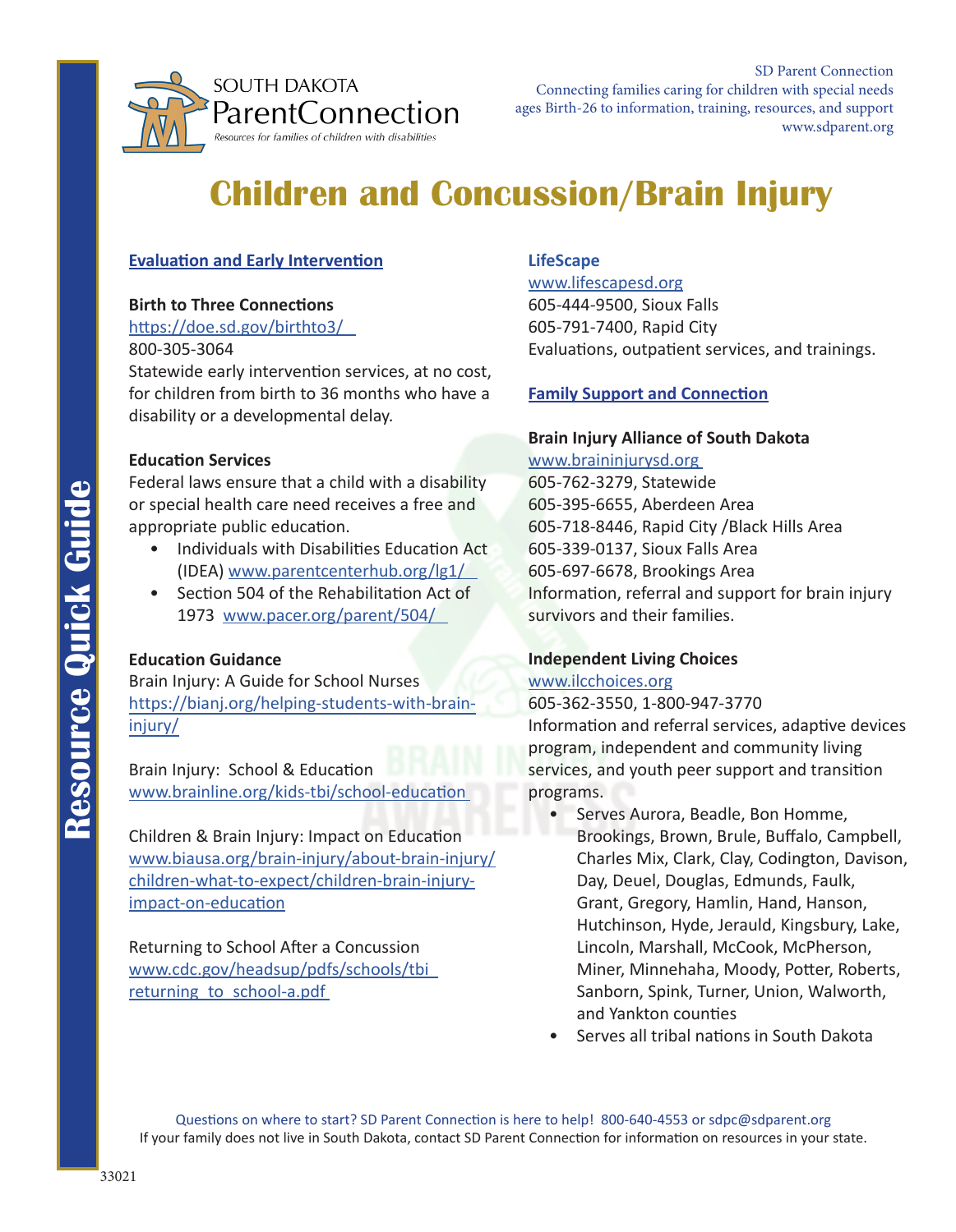SOUTH DAKOTA ParentConnection
*Resources for families of children with disabilities*

SD Parent Connection
Connecting families caring for children with special needs ages Birth-26 to information, training, resources, and support
www.sdparent.org

# Children and Concussion/Brain Injury

## Evaluation and Early Intervention

**Birth to Three Connections**
https://doe.sd.gov/birthto3/
800-305-3064
Statewide early intervention services, at no cost, for children from birth to 36 months who have a disability or a developmental delay.

**Education Services**
Federal laws ensure that a child with a disability or special health care need receives a free and appropriate public education.

- Individuals with Disabilities Education Act (IDEA) www.parentcenterhub.org/lg1/
- Section 504 of the Rehabilitation Act of 1973 www.pacer.org/parent/504/

**Education Guidance**
Brain Injury: A Guide for School Nurses
https://bianj.org/helping-students-with-brain-injury/

Brain Injury: School & Education
www.brainline.org/kids-tbi/school-education

Children & Brain Injury: Impact on Education
www.biausa.org/brain-injury/about-brain-injury/children-what-to-expect/children-brain-injury-impact-on-education

Returning to School After a Concussion
www.cdc.gov/headsup/pdfs/schools/tbi_returning_to_school-a.pdf

**LifeScape**
www.lifescapesd.org
605-444-9500, Sioux Falls
605-791-7400, Rapid City
Evaluations, outpatient services, and trainings.

## Family Support and Connection

**Brain Injury Alliance of South Dakota**
www.braininjurysd.org
605-762-3279, Statewide
605-395-6655, Aberdeen Area
605-718-8446, Rapid City /Black Hills Area
605-339-0137, Sioux Falls Area
605-697-6678, Brookings Area
Information, referral and support for brain injury survivors and their families.

**Independent Living Choices**
www.ilcchoices.org
605-362-3550, 1-800-947-3770
Information and referral services, adaptive devices program, independent and community living services, and youth peer support and transition programs.

- Serves Aurora, Beadle, Bon Homme, Brookings, Brown, Brule, Buffalo, Campbell, Charles Mix, Clark, Clay, Codington, Davison, Day, Deuel, Douglas, Edmunds, Faulk, Grant, Gregory, Hamlin, Hand, Hanson, Hutchinson, Hyde, Jerauld, Kingsbury, Lake, Lincoln, Marshall, McCook, McPherson, Miner, Minnehaha, Moody, Potter, Roberts, Sanborn, Spink, Turner, Union, Walworth, and Yankton counties
- Serves all tribal nations in South Dakota

Questions on where to start? SD Parent Connection is here to help! 800-640-4553 or sdpc@sdparent.org
If your family does not live in South Dakota, contact SD Parent Connection for information on resources in your state.

33021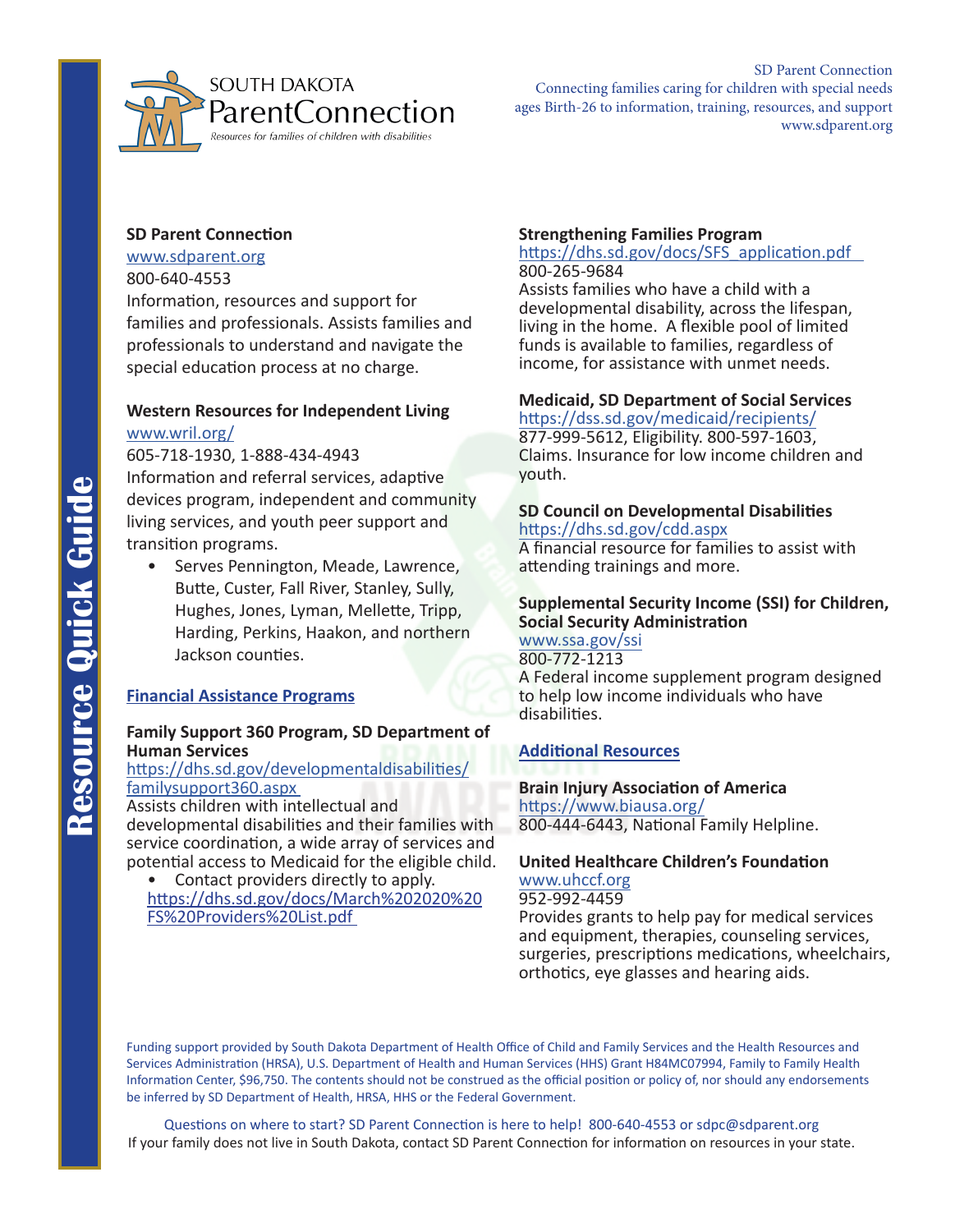SOUTH DAKOTA ParentConnection

Resources for families of children with disabilities

SD Parent Connection
Connecting families caring for children with special needs ages Birth-26 to information, training, resources, and support
www.sdparent.org

**Resource Quick Guide**

**SD Parent Connection**
www.sdparent.org
800-640-4553
Information, resources and support for families and professionals. Assists families and professionals to understand and navigate the special education process at no charge.

**Western Resources for Independent Living**
www.wril.org/
605-718-1930, 1-888-434-4943
Information and referral services, adaptive devices program, independent and community living services, and youth peer support and transition programs.

- Serves Pennington, Meade, Lawrence, Butte, Custer, Fall River, Stanley, Sully, Hughes, Jones, Lyman, Mellette, Tripp, Harding, Perkins, Haakon, and northern Jackson counties.

## Financial Assistance Programs

**Family Support 360 Program, SD Department of Human Services**
https://dhs.sd.gov/developmentaldisabilities/familysupport360.aspx
Assists children with intellectual and developmental disabilities and their families with service coordination, a wide array of services and potential access to Medicaid for the eligible child.

- Contact providers directly to apply. https://dhs.sd.gov/docs/March%202020%20FS%20Providers%20List.pdf

**Strengthening Families Program**
https://dhs.sd.gov/docs/SFS_application.pdf
800-265-9684
Assists families who have a child with a developmental disability, across the lifespan, living in the home. A flexible pool of limited funds is available to families, regardless of income, for assistance with unmet needs.

**Medicaid, SD Department of Social Services**
https://dss.sd.gov/medicaid/recipients/
877-999-5612, Eligibility. 800-597-1603, Claims. Insurance for low income children and youth.

**SD Council on Developmental Disabilities**
https://dhs.sd.gov/cdd.aspx
A financial resource for families to assist with attending trainings and more.

**Supplemental Security Income (SSI) for Children, Social Security Administration**
www.ssa.gov/ssi
800-772-1213
A Federal income supplement program designed to help low income individuals who have disabilities.

## Additional Resources

**Brain Injury Association of America**
https://www.biausa.org/
800-444-6443, National Family Helpline.

**United Healthcare Children's Foundation**
www.uhccf.org
952-992-4459
Provides grants to help pay for medical services and equipment, therapies, counseling services, surgeries, prescriptions medications, wheelchairs, orthotics, eye glasses and hearing aids.

Funding support provided by South Dakota Department of Health Office of Child and Family Services and the Health Resources and Services Administration (HRSA), U.S. Department of Health and Human Services (HHS) Grant H84MC07994, Family to Family Health Information Center, $96,750. The contents should not be construed as the official position or policy of, nor should any endorsements be inferred by SD Department of Health, HRSA, HHS or the Federal Government.

Questions on where to start? SD Parent Connection is here to help! 800-640-4553 or sdpc@sdparent.org
If your family does not live in South Dakota, contact SD Parent Connection for information on resources in your state.